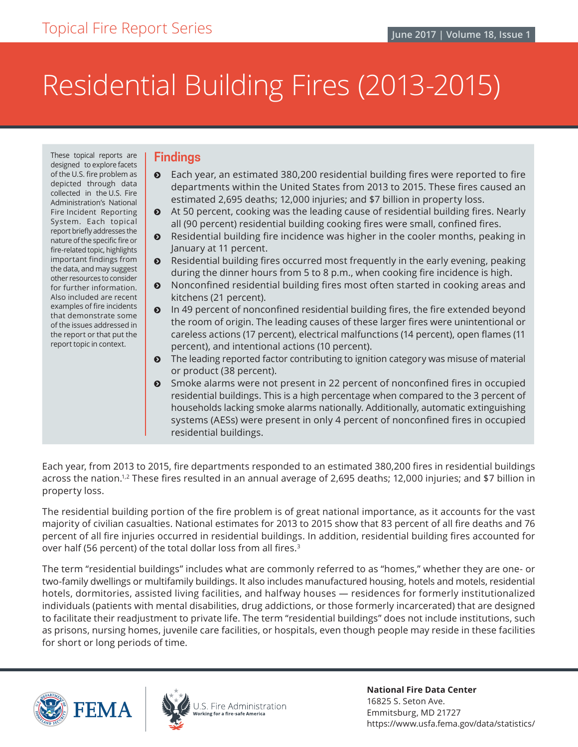Topical Fire Report Series

June 2017 | Volume 18, Issue 1

# Residential Building Fires (2013-2015)

These topical reports are designed to explore facets of the U.S. fire problem as depicted through data collected in the U.S. Fire Administration's National Fire Incident Reporting System. Each topical report briefly addresses the nature of the specific fire or fire-related topic, highlights important findings from the data, and may suggest other resources to consider for further information. Also included are recent examples of fire incidents that demonstrate some of the issues addressed in the report or that put the report topic in context.

## Findings

- Each year, an estimated 380,200 residential building fires were reported to fire departments within the United States from 2013 to 2015. These fires caused an estimated 2,695 deaths; 12,000 injuries; and $7 billion in property loss.
- At 50 percent, cooking was the leading cause of residential building fires. Nearly all (90 percent) residential building cooking fires were small, confined fires.
- Residential building fire incidence was higher in the cooler months, peaking in January at 11 percent.
- Residential building fires occurred most frequently in the early evening, peaking during the dinner hours from 5 to 8 p.m., when cooking fire incidence is high.
- Nonconfined residential building fires most often started in cooking areas and kitchens (21 percent).
- In 49 percent of nonconfined residential building fires, the fire extended beyond the room of origin. The leading causes of these larger fires were unintentional or careless actions (17 percent), electrical malfunctions (14 percent), open flames (11 percent), and intentional actions (10 percent).
- The leading reported factor contributing to ignition category was misuse of material or product (38 percent).
- Smoke alarms were not present in 22 percent of nonconfined fires in occupied residential buildings. This is a high percentage when compared to the 3 percent of households lacking smoke alarms nationally. Additionally, automatic extinguishing systems (AESs) were present in only 4 percent of nonconfined fires in occupied residential buildings.

Each year, from 2013 to 2015, fire departments responded to an estimated 380,200 fires in residential buildings across the nation.[1,2] These fires resulted in an annual average of 2,695 deaths; 12,000 injuries; and $7 billion in property loss.

The residential building portion of the fire problem is of great national importance, as it accounts for the vast majority of civilian casualties. National estimates for 2013 to 2015 show that 83 percent of all fire deaths and 76 percent of all fire injuries occurred in residential buildings. In addition, residential building fires accounted for over half (56 percent) of the total dollar loss from all fires.[3]

The term "residential buildings" includes what are commonly referred to as "homes," whether they are one- or two-family dwellings or multifamily buildings. It also includes manufactured housing, hotels and motels, residential hotels, dormitories, assisted living facilities, and halfway houses — residences for formerly institutionalized individuals (patients with mental disabilities, drug addictions, or those formerly incarcerated) that are designed to facilitate their readjustment to private life. The term "residential buildings" does not include institutions, such as prisons, nursing homes, juvenile care facilities, or hospitals, even though people may reside in these facilities for short or long periods of time.

FEMA | U.S. Fire Administration — Working for a fire-safe America

**National Fire Data Center**
16825 S. Seton Ave.
Emmitsburg, MD 21727
https://www.usfa.fema.gov/data/statistics/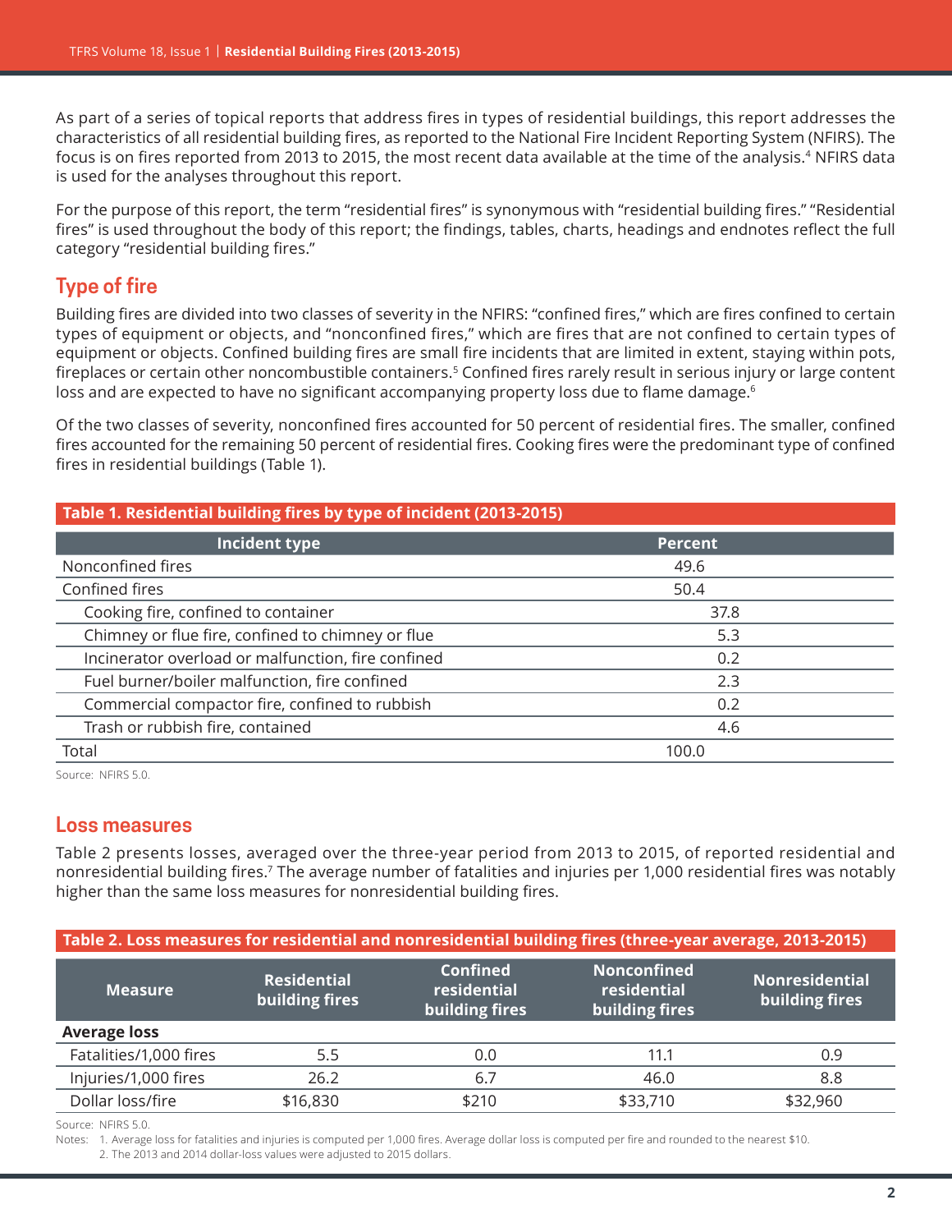As part of a series of topical reports that address fires in types of residential buildings, this report addresses the characteristics of all residential building fires, as reported to the National Fire Incident Reporting System (NFIRS). The focus is on fires reported from 2013 to 2015, the most recent data available at the time of the analysis.[4] NFIRS data is used for the analyses throughout this report.

For the purpose of this report, the term "residential fires" is synonymous with "residential building fires." "Residential fires" is used throughout the body of this report; the findings, tables, charts, headings and endnotes reflect the full category "residential building fires."

## Type of fire

Building fires are divided into two classes of severity in the NFIRS: "confined fires," which are fires confined to certain types of equipment or objects, and "nonconfined fires," which are fires that are not confined to certain types of equipment or objects. Confined building fires are small fire incidents that are limited in extent, staying within pots, fireplaces or certain other noncombustible containers.[5] Confined fires rarely result in serious injury or large content loss and are expected to have no significant accompanying property loss due to flame damage.[6]

Of the two classes of severity, nonconfined fires accounted for 50 percent of residential fires. The smaller, confined fires accounted for the remaining 50 percent of residential fires. Cooking fires were the predominant type of confined fires in residential buildings (Table 1).

**Table 1. Residential building fires by type of incident (2013-2015)**

| Incident type | Percent |
|---|---|
| Nonconfined fires | 49.6 |
| Confined fires | 50.4 |
| Cooking fire, confined to container | 37.8 |
| Chimney or flue fire, confined to chimney or flue | 5.3 |
| Incinerator overload or malfunction, fire confined | 0.2 |
| Fuel burner/boiler malfunction, fire confined | 2.3 |
| Commercial compactor fire, confined to rubbish | 0.2 |
| Trash or rubbish fire, contained | 4.6 |
| Total | 100.0 |

Source: NFIRS 5.0.

## Loss measures

Table 2 presents losses, averaged over the three-year period from 2013 to 2015, of reported residential and nonresidential building fires.[7] The average number of fatalities and injuries per 1,000 residential fires was notably higher than the same loss measures for nonresidential building fires.

**Table 2. Loss measures for residential and nonresidential building fires (three-year average, 2013-2015)**

| Measure | Residential building fires | Confined residential building fires | Nonconfined residential building fires | Nonresidential building fires |
|---|---|---|---|---|
| **Average loss** | | | | |
| Fatalities/1,000 fires | 5.5 | 0.0 | 11.1 | 0.9 |
| Injuries/1,000 fires | 26.2 | 6.7 | 46.0 | 8.8 |
| Dollar loss/fire | $16,830 | $210 | $33,710 | $32,960 |

Source: NFIRS 5.0.

Notes: 1. Average loss for fatalities and injuries is computed per 1,000 fires. Average dollar loss is computed per fire and rounded to the nearest $10.
2. The 2013 and 2014 dollar-loss values were adjusted to 2015 dollars.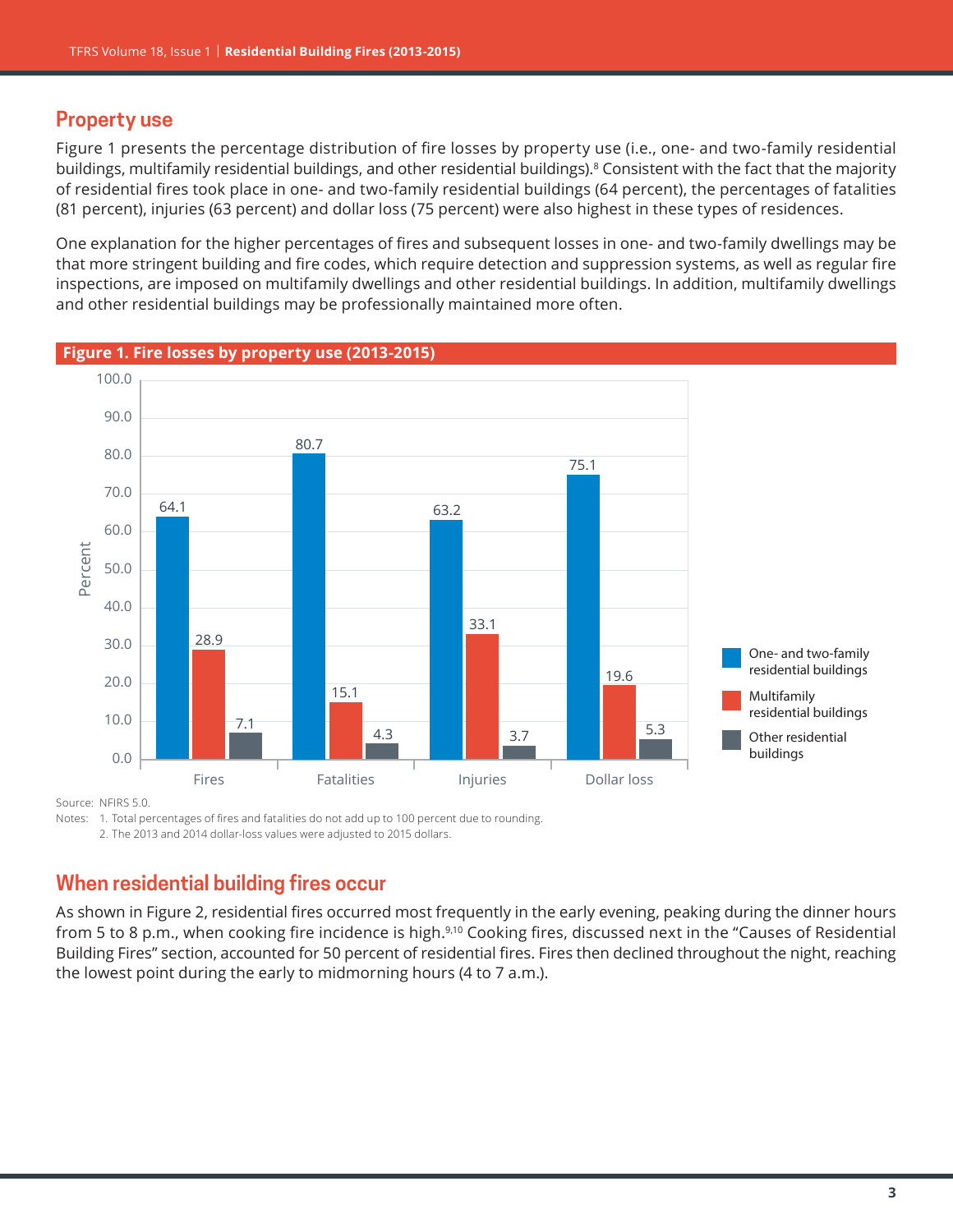## Property use

Figure 1 presents the percentage distribution of fire losses by property use (i.e., one- and two-family residential buildings, multifamily residential buildings, and other residential buildings).[8] Consistent with the fact that the majority of residential fires took place in one- and two-family residential buildings (64 percent), the percentages of fatalities (81 percent), injuries (63 percent) and dollar loss (75 percent) were also highest in these types of residences.

One explanation for the higher percentages of fires and subsequent losses in one- and two-family dwellings may be that more stringent building and fire codes, which require detection and suppression systems, as well as regular fire inspections, are imposed on multifamily dwellings and other residential buildings. In addition, multifamily dwellings and other residential buildings may be professionally maintained more often.

**Figure 1. Fire losses by property use (2013-2015)**

| Percent | Fires | Fatalities | Injuries | Dollar loss |
|---|---|---|---|---|
| One- and two-family residential buildings | 64.1 | 80.7 | 63.2 | 75.1 |
| Multifamily residential buildings | 28.9 | 15.1 | 33.1 | 19.6 |
| Other residential buildings | 7.1 | 4.3 | 3.7 | 5.3 |

Source: NFIRS 5.0.

Notes: 1. Total percentages of fires and fatalities do not add up to 100 percent due to rounding.
2. The 2013 and 2014 dollar-loss values were adjusted to 2015 dollars.

## When residential building fires occur

As shown in Figure 2, residential fires occurred most frequently in the early evening, peaking during the dinner hours from 5 to 8 p.m., when cooking fire incidence is high.[9,10] Cooking fires, discussed next in the "Causes of Residential Building Fires" section, accounted for 50 percent of residential fires. Fires then declined throughout the night, reaching the lowest point during the early to midmorning hours (4 to 7 a.m.).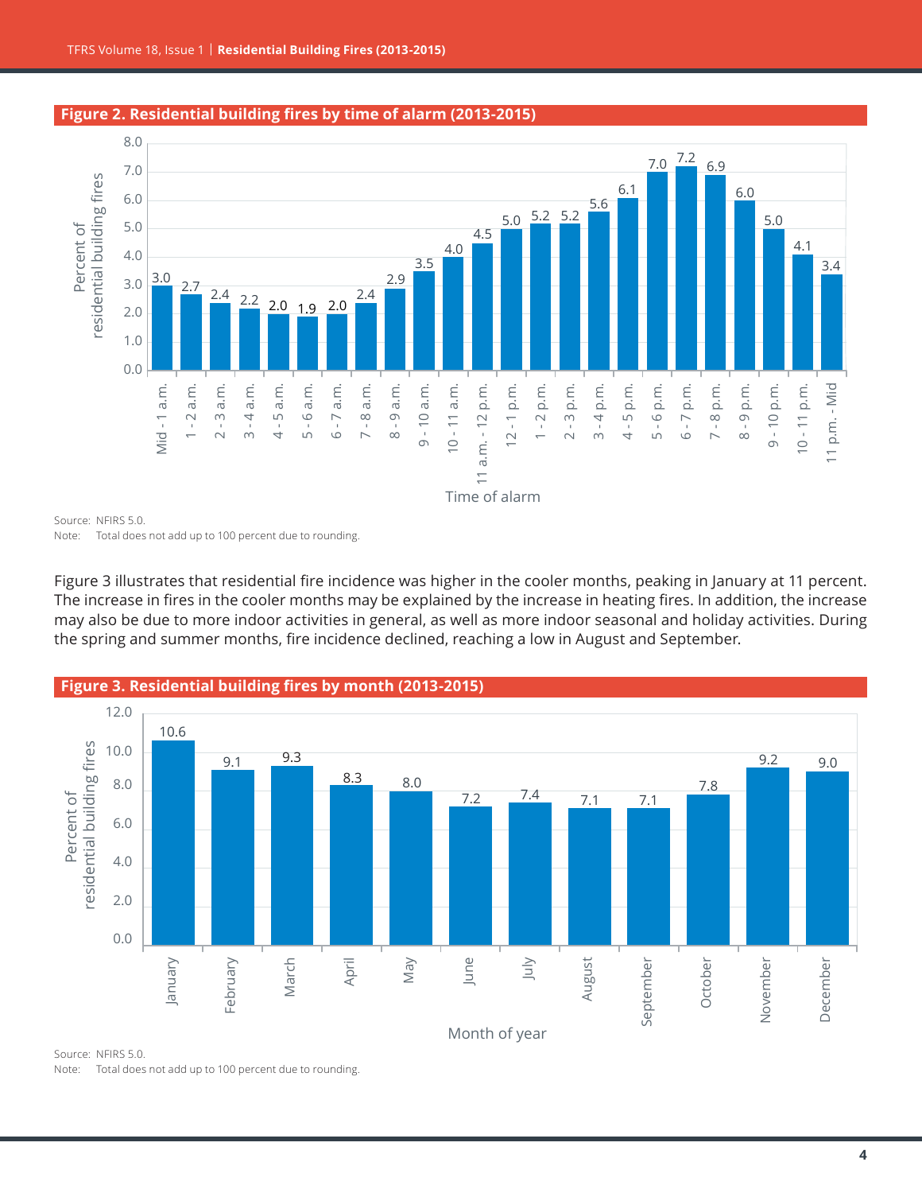**Figure 2. Residential building fires by time of alarm (2013-2015)**

| Time of alarm | Percent of residential building fires |
|---|---|
| Mid - 1 a.m. | 3.0 |
| 1 - 2 a.m. | 2.7 |
| 2 - 3 a.m. | 2.4 |
| 3 - 4 a.m. | 2.2 |
| 4 - 5 a.m. | 2.0 |
| 5 - 6 a.m. | 1.9 |
| 6 - 7 a.m. | 2.0 |
| 7 - 8 a.m. | 2.4 |
| 8 - 9 a.m. | 2.9 |
| 9 - 10 a.m. | 3.5 |
| 10 - 11 a.m. | 4.0 |
| 11 a.m. - 12 p.m. | 4.5 |
| 12 - 1 p.m. | 5.0 |
| 1 - 2 p.m. | 5.2 |
| 2 - 3 p.m. | 5.2 |
| 3 - 4 p.m. | 5.6 |
| 4 - 5 p.m. | 6.1 |
| 5 - 6 p.m. | 7.0 |
| 6 - 7 p.m. | 7.2 |
| 7 - 8 p.m. | 6.9 |
| 8 - 9 p.m. | 6.0 |
| 9 - 10 p.m. | 5.0 |
| 10 - 11 p.m. | 4.1 |
| 11 p.m. - Mid | 3.4 |

Source: NFIRS 5.0.
Note: Total does not add up to 100 percent due to rounding.

Figure 3 illustrates that residential fire incidence was higher in the cooler months, peaking in January at 11 percent. The increase in fires in the cooler months may be explained by the increase in heating fires. In addition, the increase may also be due to more indoor activities in general, as well as more indoor seasonal and holiday activities. During the spring and summer months, fire incidence declined, reaching a low in August and September.

**Figure 3. Residential building fires by month (2013-2015)**

| Month of year | Percent of residential building fires |
|---|---|
| January | 10.6 |
| February | 9.1 |
| March | 9.3 |
| April | 8.3 |
| May | 8.0 |
| June | 7.2 |
| July | 7.4 |
| August | 7.1 |
| September | 7.1 |
| October | 7.8 |
| November | 9.2 |
| December | 9.0 |

Source: NFIRS 5.0.
Note: Total does not add up to 100 percent due to rounding.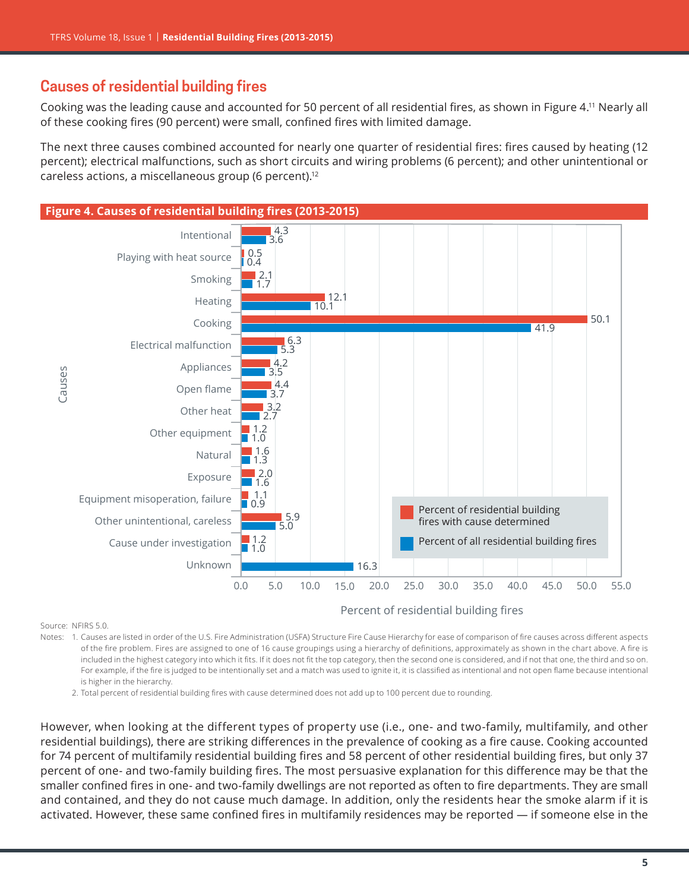## Causes of residential building fires

Cooking was the leading cause and accounted for 50 percent of all residential fires, as shown in Figure 4.[11] Nearly all of these cooking fires (90 percent) were small, confined fires with limited damage.

The next three causes combined accounted for nearly one quarter of residential fires: fires caused by heating (12 percent); electrical malfunctions, such as short circuits and wiring problems (6 percent); and other unintentional or careless actions, a miscellaneous group (6 percent).[12]

**Figure 4. Causes of residential building fires (2013-2015)**

| Causes | Percent of residential building fires with cause determined | Percent of all residential building fires |
|---|---|---|
| Intentional | 4.3 | 3.6 |
| Playing with heat source | 0.5 | 0.4 |
| Smoking | 2.1 | 1.7 |
| Heating | 12.1 | 10.1 |
| Cooking | 50.1 | 41.9 |
| Electrical malfunction | 6.3 | 5.3 |
| Appliances | 4.2 | 3.5 |
| Open flame | 4.4 | 3.7 |
| Other heat | 3.2 | 2.7 |
| Other equipment | 1.2 | 1.0 |
| Natural | 1.6 | 1.3 |
| Exposure | 2.0 | 1.6 |
| Equipment misoperation, failure | 1.1 | 0.9 |
| Other unintentional, careless | 5.9 | 5.0 |
| Cause under investigation | 1.2 | 1.0 |
| Unknown | | 16.3 |

Percent of residential building fires

Source: NFIRS 5.0.

Notes: 1. Causes are listed in order of the U.S. Fire Administration (USFA) Structure Fire Cause Hierarchy for ease of comparison of fire causes across different aspects of the fire problem. Fires are assigned to one of 16 cause groupings using a hierarchy of definitions, approximately as shown in the chart above. A fire is included in the highest category into which it fits. If it does not fit the top category, then the second one is considered, and if not that one, the third and so on. For example, if the fire is judged to be intentionally set and a match was used to ignite it, it is classified as intentional and not open flame because intentional is higher in the hierarchy.

2. Total percent of residential building fires with cause determined does not add up to 100 percent due to rounding.

However, when looking at the different types of property use (i.e., one- and two-family, multifamily, and other residential buildings), there are striking differences in the prevalence of cooking as a fire cause. Cooking accounted for 74 percent of multifamily residential building fires and 58 percent of other residential building fires, but only 37 percent of one- and two-family building fires. The most persuasive explanation for this difference may be that the smaller confined fires in one- and two-family dwellings are not reported as often to fire departments. They are small and contained, and they do not cause much damage. In addition, only the residents hear the smoke alarm if it is activated. However, these same confined fires in multifamily residences may be reported — if someone else in the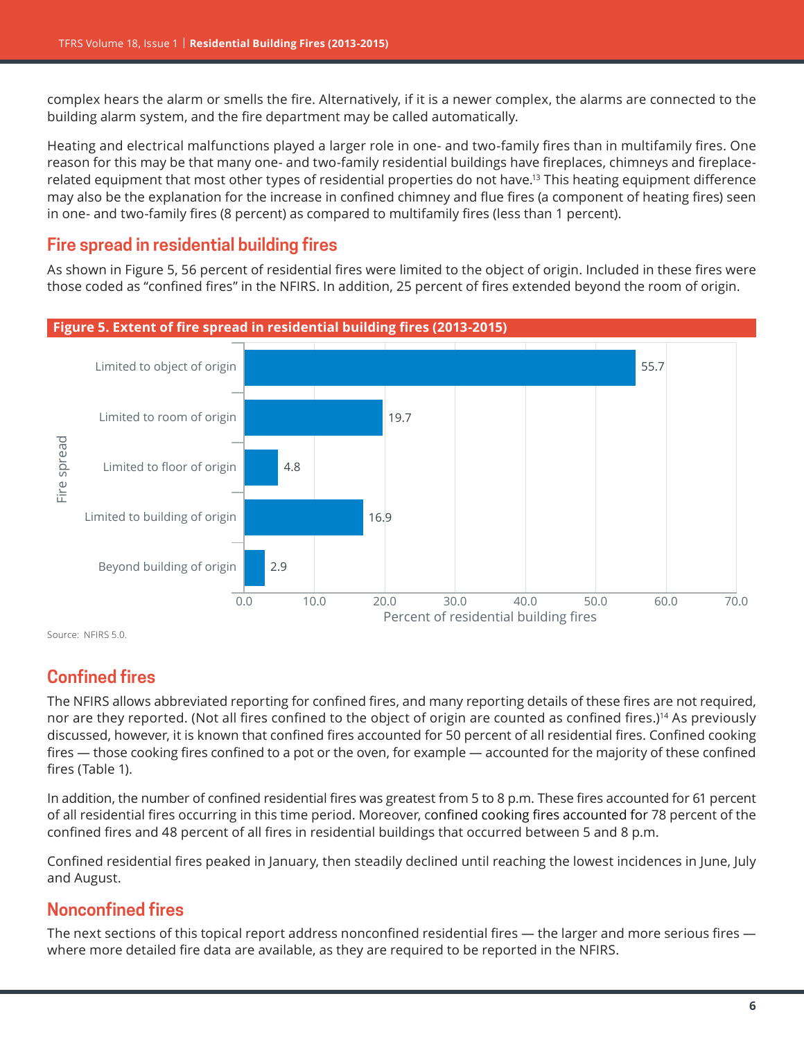complex hears the alarm or smells the fire. Alternatively, if it is a newer complex, the alarms are connected to the building alarm system, and the fire department may be called automatically.

Heating and electrical malfunctions played a larger role in one- and two-family fires than in multifamily fires. One reason for this may be that many one- and two-family residential buildings have fireplaces, chimneys and fireplace-related equipment that most other types of residential properties do not have.[13] This heating equipment difference may also be the explanation for the increase in confined chimney and flue fires (a component of heating fires) seen in one- and two-family fires (8 percent) as compared to multifamily fires (less than 1 percent).

## Fire spread in residential building fires

As shown in Figure 5, 56 percent of residential fires were limited to the object of origin. Included in these fires were those coded as "confined fires" in the NFIRS. In addition, 25 percent of fires extended beyond the room of origin.

**Figure 5. Extent of fire spread in residential building fires (2013-2015)**

| Fire spread | Percent of residential building fires |
|---|---|
| Limited to object of origin | 55.7 |
| Limited to room of origin | 19.7 |
| Limited to floor of origin | 4.8 |
| Limited to building of origin | 16.9 |
| Beyond building of origin | 2.9 |

Source: NFIRS 5.0.

## Confined fires

The NFIRS allows abbreviated reporting for confined fires, and many reporting details of these fires are not required, nor are they reported. (Not all fires confined to the object of origin are counted as confined fires.)[14] As previously discussed, however, it is known that confined fires accounted for 50 percent of all residential fires. Confined cooking fires — those cooking fires confined to a pot or the oven, for example — accounted for the majority of these confined fires (Table 1).

In addition, the number of confined residential fires was greatest from 5 to 8 p.m. These fires accounted for 61 percent of all residential fires occurring in this time period. Moreover, confined cooking fires accounted for 78 percent of the confined fires and 48 percent of all fires in residential buildings that occurred between 5 and 8 p.m.

Confined residential fires peaked in January, then steadily declined until reaching the lowest incidences in June, July and August.

## Nonconfined fires

The next sections of this topical report address nonconfined residential fires — the larger and more serious fires — where more detailed fire data are available, as they are required to be reported in the NFIRS.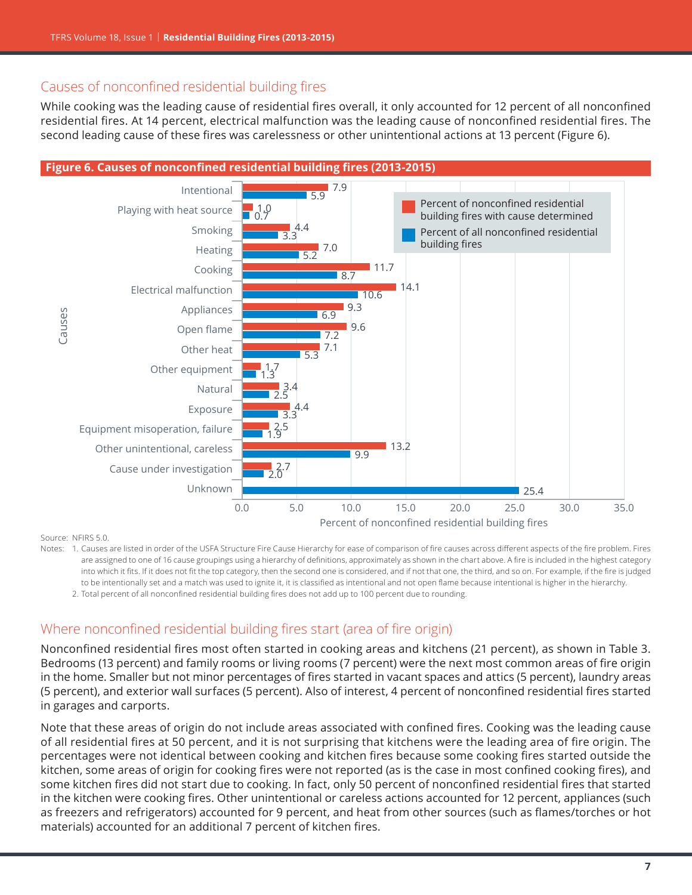## Causes of nonconfined residential building fires

While cooking was the leading cause of residential fires overall, it only accounted for 12 percent of all nonconfined residential fires. At 14 percent, electrical malfunction was the leading cause of nonconfined residential fires. The second leading cause of these fires was carelessness or other unintentional actions at 13 percent (Figure 6).

**Figure 6. Causes of nonconfined residential building fires (2013-2015)**

| Causes | Percent of nonconfined residential building fires with cause determined | Percent of all nonconfined residential building fires |
|---|---|---|
| Intentional | 7.9 | 5.9 |
| Playing with heat source | 1.0 | 0.7 |
| Smoking | 4.4 | 3.3 |
| Heating | 7.0 | 5.2 |
| Cooking | 11.7 | 8.7 |
| Electrical malfunction | 14.1 | 10.6 |
| Appliances | 9.3 | 6.9 |
| Open flame | 9.6 | 7.2 |
| Other heat | 7.1 | 5.3 |
| Other equipment | 1.7 | 1.3 |
| Natural | 3.4 | 2.5 |
| Exposure | 4.4 | 3.3 |
| Equipment misoperation, failure | 2.5 | 1.9 |
| Other unintentional, careless | 13.2 | 9.9 |
| Cause under investigation | 2.7 | 2.0 |
| Unknown | | 25.4 |

Source: NFIRS 5.0.

Notes: 1. Causes are listed in order of the USFA Structure Fire Cause Hierarchy for ease of comparison of fire causes across different aspects of the fire problem. Fires are assigned to one of 16 cause groupings using a hierarchy of definitions, approximately as shown in the chart above. A fire is included in the highest category into which it fits. If it does not fit the top category, then the second one is considered, and if not that one, the third, and so on. For example, if the fire is judged to be intentionally set and a match was used to ignite it, it is classified as intentional and not open flame because intentional is higher in the hierarchy.

2. Total percent of all nonconfined residential building fires does not add up to 100 percent due to rounding.

## Where nonconfined residential building fires start (area of fire origin)

Nonconfined residential fires most often started in cooking areas and kitchens (21 percent), as shown in Table 3. Bedrooms (13 percent) and family rooms or living rooms (7 percent) were the next most common areas of fire origin in the home. Smaller but not minor percentages of fires started in vacant spaces and attics (5 percent), laundry areas (5 percent), and exterior wall surfaces (5 percent). Also of interest, 4 percent of nonconfined residential fires started in garages and carports.

Note that these areas of origin do not include areas associated with confined fires. Cooking was the leading cause of all residential fires at 50 percent, and it is not surprising that kitchens were the leading area of fire origin. The percentages were not identical between cooking and kitchen fires because some cooking fires started outside the kitchen, some areas of origin for cooking fires were not reported (as is the case in most confined cooking fires), and some kitchen fires did not start due to cooking. In fact, only 50 percent of nonconfined residential fires that started in the kitchen were cooking fires. Other unintentional or careless actions accounted for 12 percent, appliances (such as freezers and refrigerators) accounted for 9 percent, and heat from other sources (such as flames/torches or hot materials) accounted for an additional 7 percent of kitchen fires.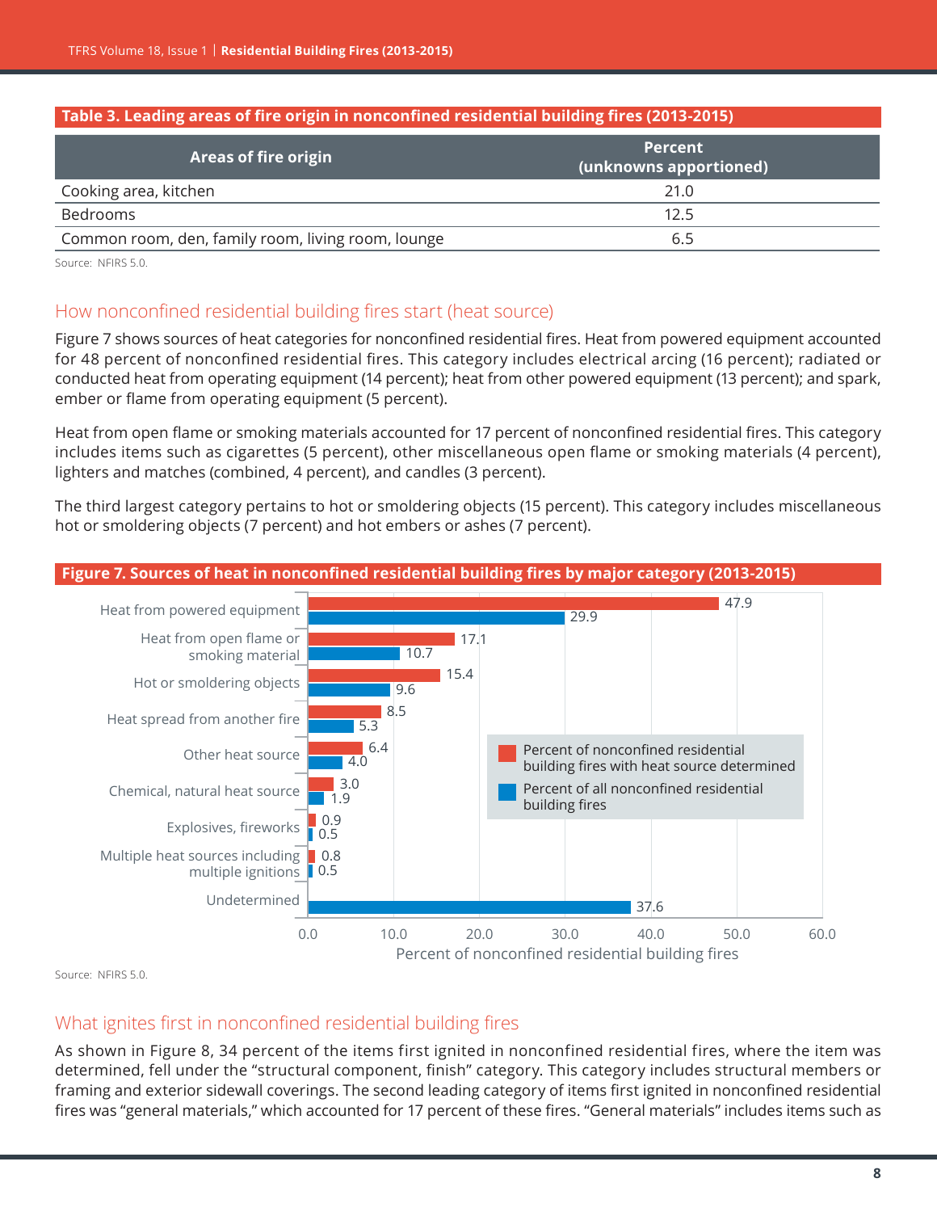**Table 3. Leading areas of fire origin in nonconfined residential building fires (2013-2015)**

| Areas of fire origin | Percent (unknowns apportioned) |
|---|---|
| Cooking area, kitchen | 21.0 |
| Bedrooms | 12.5 |
| Common room, den, family room, living room, lounge | 6.5 |

Source: NFIRS 5.0.

## How nonconfined residential building fires start (heat source)

Figure 7 shows sources of heat categories for nonconfined residential fires. Heat from powered equipment accounted for 48 percent of nonconfined residential fires. This category includes electrical arcing (16 percent); radiated or conducted heat from operating equipment (14 percent); heat from other powered equipment (13 percent); and spark, ember or flame from operating equipment (5 percent).

Heat from open flame or smoking materials accounted for 17 percent of nonconfined residential fires. This category includes items such as cigarettes (5 percent), other miscellaneous open flame or smoking materials (4 percent), lighters and matches (combined, 4 percent), and candles (3 percent).

The third largest category pertains to hot or smoldering objects (15 percent). This category includes miscellaneous hot or smoldering objects (7 percent) and hot embers or ashes (7 percent).

**Figure 7. Sources of heat in nonconfined residential building fires by major category (2013-2015)**

| Heat source | Percent of nonconfined residential building fires with heat source determined | Percent of all nonconfined residential building fires |
|---|---|---|
| Heat from powered equipment | 47.9 | 29.9 |
| Heat from open flame or smoking material | 17.1 | 10.7 |
| Hot or smoldering objects | 15.4 | 9.6 |
| Heat spread from another fire | 8.5 | 5.3 |
| Other heat source | 6.4 | 4.0 |
| Chemical, natural heat source | 3.0 | 1.9 |
| Explosives, fireworks | 0.9 | 0.5 |
| Multiple heat sources including multiple ignitions | 0.8 | 0.5 |
| Undetermined | | 37.6 |

Percent of nonconfined residential building fires

Source: NFIRS 5.0.

## What ignites first in nonconfined residential building fires

As shown in Figure 8, 34 percent of the items first ignited in nonconfined residential fires, where the item was determined, fell under the "structural component, finish" category. This category includes structural members or framing and exterior sidewall coverings. The second leading category of items first ignited in nonconfined residential fires was "general materials," which accounted for 17 percent of these fires. "General materials" includes items such as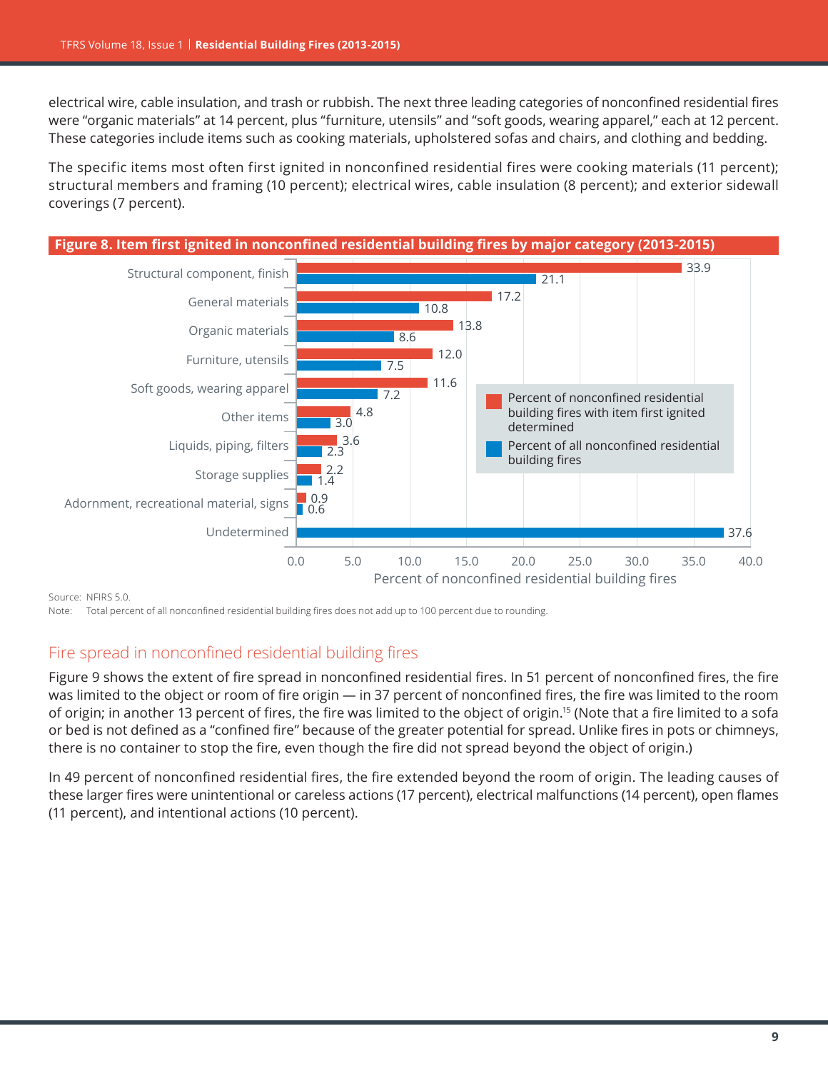electrical wire, cable insulation, and trash or rubbish. The next three leading categories of nonconfined residential fires were "organic materials" at 14 percent, plus "furniture, utensils" and "soft goods, wearing apparel," each at 12 percent. These categories include items such as cooking materials, upholstered sofas and chairs, and clothing and bedding.

The specific items most often first ignited in nonconfined residential fires were cooking materials (11 percent); structural members and framing (10 percent); electrical wires, cable insulation (8 percent); and exterior sidewall coverings (7 percent).

**Figure 8. Item first ignited in nonconfined residential building fires by major category (2013-2015)**

| Item first ignited | Percent of nonconfined residential building fires with item first ignited determined | Percent of all nonconfined residential building fires |
|---|---|---|
| Structural component, finish | 33.9 | 21.1 |
| General materials | 17.2 | 10.8 |
| Organic materials | 13.8 | 8.6 |
| Furniture, utensils | 12.0 | 7.5 |
| Soft goods, wearing apparel | 11.6 | 7.2 |
| Other items | 4.8 | 3.0 |
| Liquids, piping, filters | 3.6 | 2.3 |
| Storage supplies | 2.2 | 1.4 |
| Adornment, recreational material, signs | 0.9 | 0.6 |
| Undetermined | | 37.6 |

Percent of nonconfined residential building fires

Source: NFIRS 5.0.
Note: Total percent of all nonconfined residential building fires does not add up to 100 percent due to rounding.

## Fire spread in nonconfined residential building fires

Figure 9 shows the extent of fire spread in nonconfined residential fires. In 51 percent of nonconfined fires, the fire was limited to the object or room of fire origin — in 37 percent of nonconfined fires, the fire was limited to the room of origin; in another 13 percent of fires, the fire was limited to the object of origin.[15] (Note that a fire limited to a sofa or bed is not defined as a "confined fire" because of the greater potential for spread. Unlike fires in pots or chimneys, there is no container to stop the fire, even though the fire did not spread beyond the object of origin.)

In 49 percent of nonconfined residential fires, the fire extended beyond the room of origin. The leading causes of these larger fires were unintentional or careless actions (17 percent), electrical malfunctions (14 percent), open flames (11 percent), and intentional actions (10 percent).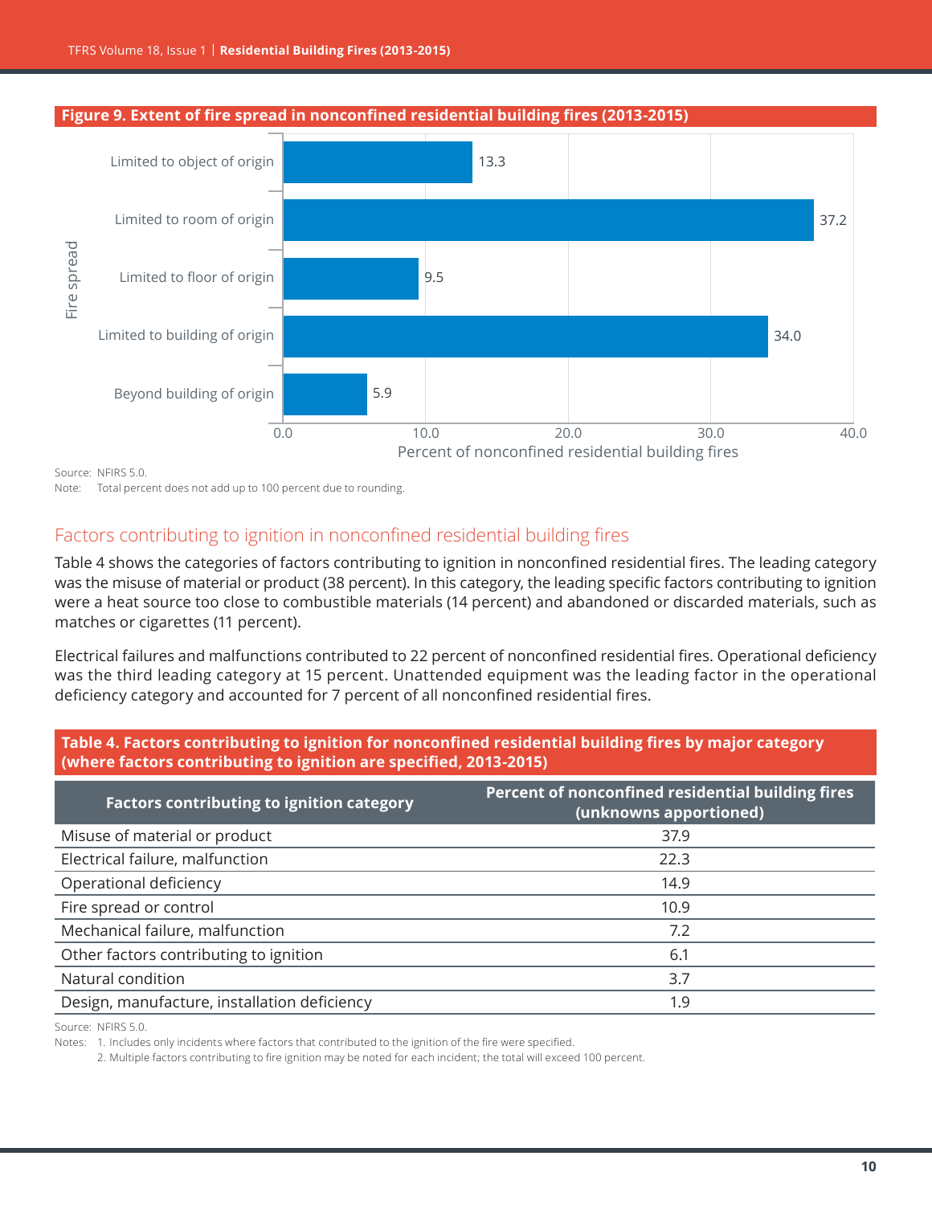**Figure 9. Extent of fire spread in nonconfined residential building fires (2013-2015)**

| Fire spread | Percent of nonconfined residential building fires |
|---|---|
| Limited to object of origin | 13.3 |
| Limited to room of origin | 37.2 |
| Limited to floor of origin | 9.5 |
| Limited to building of origin | 34.0 |
| Beyond building of origin | 5.9 |

Source: NFIRS 5.0.
Note: Total percent does not add up to 100 percent due to rounding.

## Factors contributing to ignition in nonconfined residential building fires

Table 4 shows the categories of factors contributing to ignition in nonconfined residential fires. The leading category was the misuse of material or product (38 percent). In this category, the leading specific factors contributing to ignition were a heat source too close to combustible materials (14 percent) and abandoned or discarded materials, such as matches or cigarettes (11 percent).

Electrical failures and malfunctions contributed to 22 percent of nonconfined residential fires. Operational deficiency was the third leading category at 15 percent. Unattended equipment was the leading factor in the operational deficiency category and accounted for 7 percent of all nonconfined residential fires.

**Table 4. Factors contributing to ignition for nonconfined residential building fires by major category (where factors contributing to ignition are specified, 2013-2015)**

| Factors contributing to ignition category | Percent of nonconfined residential building fires (unknowns apportioned) |
|---|---|
| Misuse of material or product | 37.9 |
| Electrical failure, malfunction | 22.3 |
| Operational deficiency | 14.9 |
| Fire spread or control | 10.9 |
| Mechanical failure, malfunction | 7.2 |
| Other factors contributing to ignition | 6.1 |
| Natural condition | 3.7 |
| Design, manufacture, installation deficiency | 1.9 |

Source: NFIRS 5.0.
Notes: 1. Includes only incidents where factors that contributed to the ignition of the fire were specified.
2. Multiple factors contributing to fire ignition may be noted for each incident; the total will exceed 100 percent.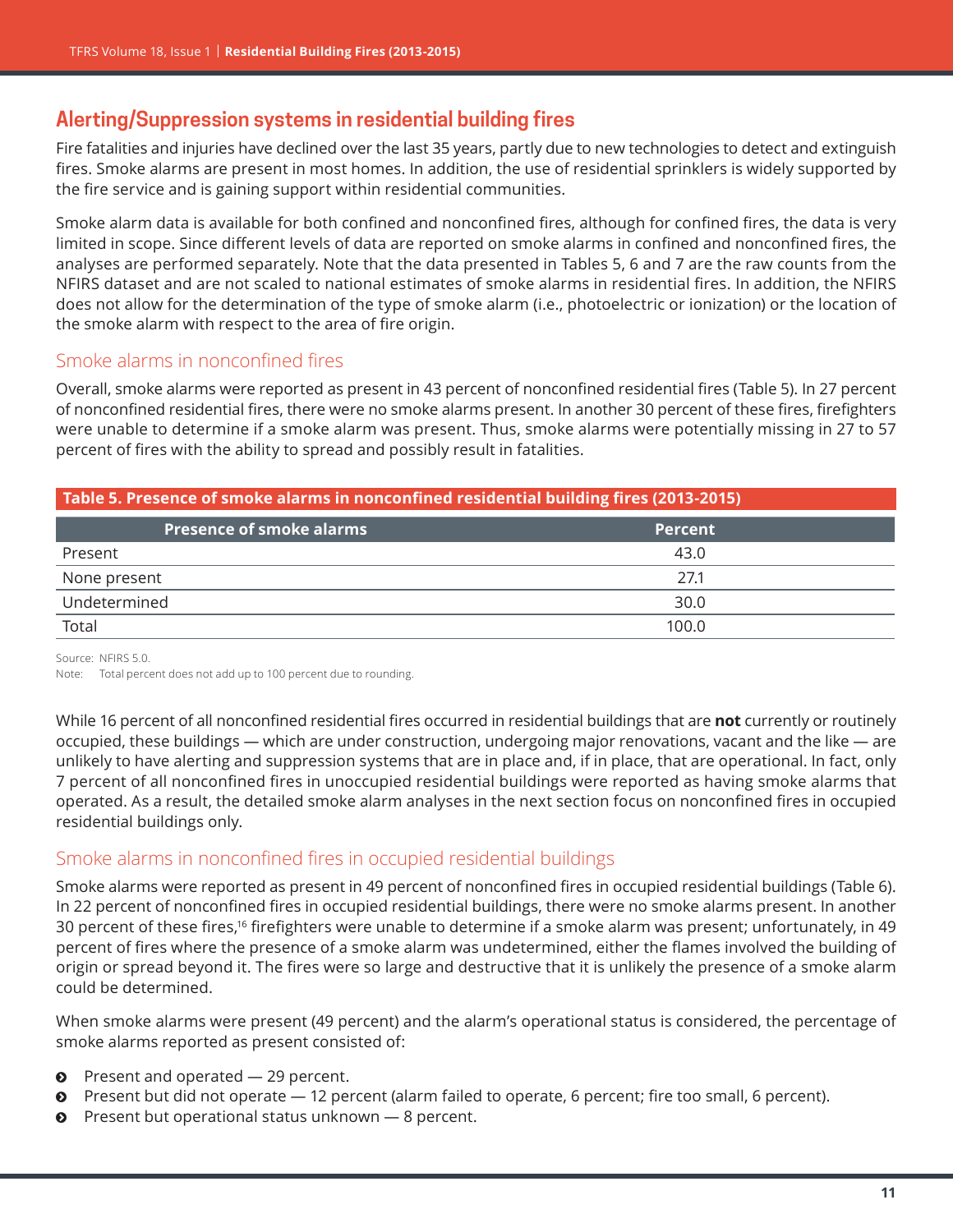## Alerting/Suppression systems in residential building fires

Fire fatalities and injuries have declined over the last 35 years, partly due to new technologies to detect and extinguish fires. Smoke alarms are present in most homes. In addition, the use of residential sprinklers is widely supported by the fire service and is gaining support within residential communities.

Smoke alarm data is available for both confined and nonconfined fires, although for confined fires, the data is very limited in scope. Since different levels of data are reported on smoke alarms in confined and nonconfined fires, the analyses are performed separately. Note that the data presented in Tables 5, 6 and 7 are the raw counts from the NFIRS dataset and are not scaled to national estimates of smoke alarms in residential fires. In addition, the NFIRS does not allow for the determination of the type of smoke alarm (i.e., photoelectric or ionization) or the location of the smoke alarm with respect to the area of fire origin.

### Smoke alarms in nonconfined fires

Overall, smoke alarms were reported as present in 43 percent of nonconfined residential fires (Table 5). In 27 percent of nonconfined residential fires, there were no smoke alarms present. In another 30 percent of these fires, firefighters were unable to determine if a smoke alarm was present. Thus, smoke alarms were potentially missing in 27 to 57 percent of fires with the ability to spread and possibly result in fatalities.

**Table 5. Presence of smoke alarms in nonconfined residential building fires (2013-2015)**

| Presence of smoke alarms | Percent |
|---|---|
| Present | 43.0 |
| None present | 27.1 |
| Undetermined | 30.0 |
| Total | 100.0 |

Source: NFIRS 5.0.
Note: Total percent does not add up to 100 percent due to rounding.

While 16 percent of all nonconfined residential fires occurred in residential buildings that are **not** currently or routinely occupied, these buildings — which are under construction, undergoing major renovations, vacant and the like — are unlikely to have alerting and suppression systems that are in place and, if in place, that are operational. In fact, only 7 percent of all nonconfined fires in unoccupied residential buildings were reported as having smoke alarms that operated. As a result, the detailed smoke alarm analyses in the next section focus on nonconfined fires in occupied residential buildings only.

### Smoke alarms in nonconfined fires in occupied residential buildings

Smoke alarms were reported as present in 49 percent of nonconfined fires in occupied residential buildings (Table 6). In 22 percent of nonconfined fires in occupied residential buildings, there were no smoke alarms present. In another 30 percent of these fires,[16] firefighters were unable to determine if a smoke alarm was present; unfortunately, in 49 percent of fires where the presence of a smoke alarm was undetermined, either the flames involved the building of origin or spread beyond it. The fires were so large and destructive that it is unlikely the presence of a smoke alarm could be determined.

When smoke alarms were present (49 percent) and the alarm's operational status is considered, the percentage of smoke alarms reported as present consisted of:

- Present and operated — 29 percent.
- Present but did not operate — 12 percent (alarm failed to operate, 6 percent; fire too small, 6 percent).
- Present but operational status unknown — 8 percent.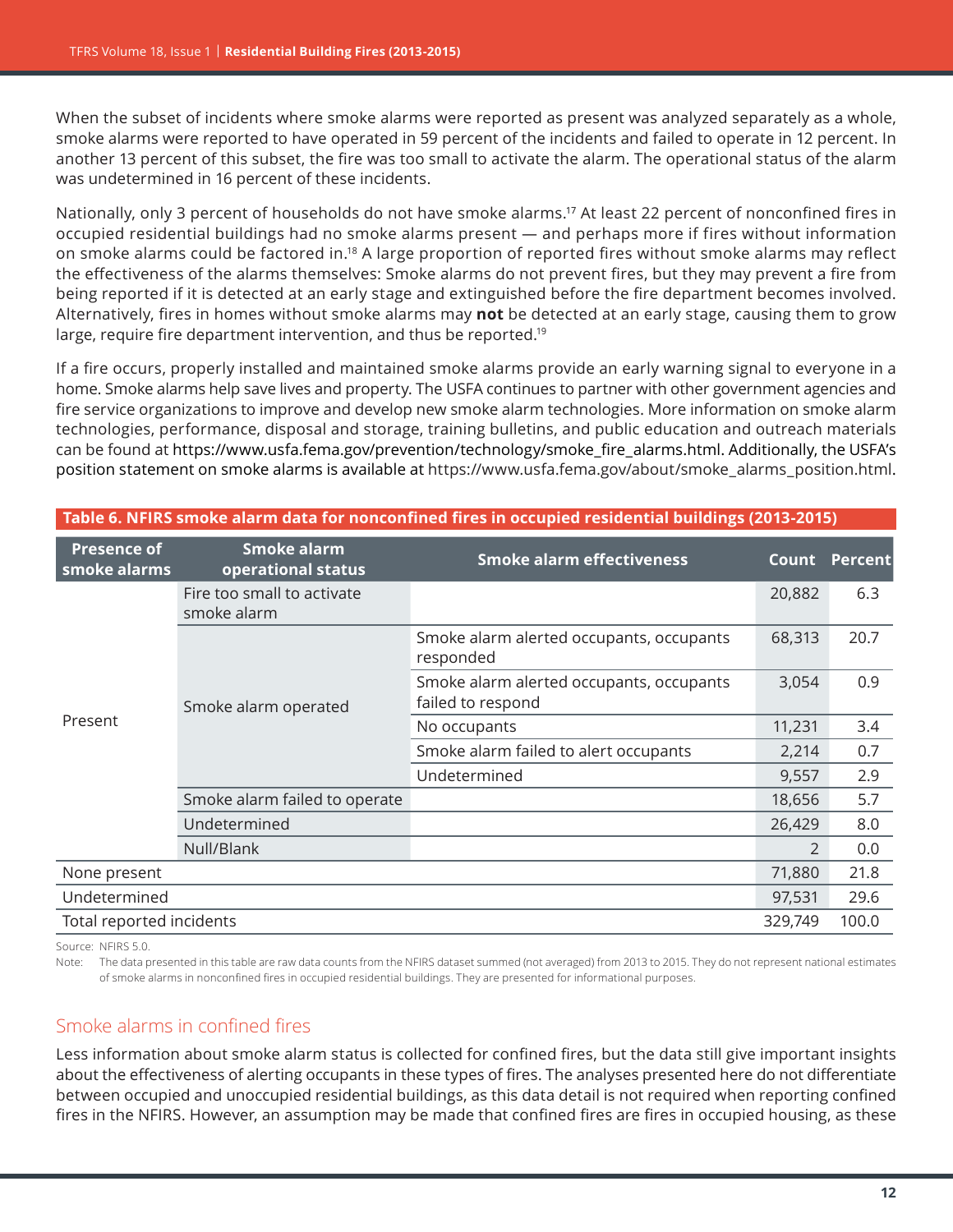When the subset of incidents where smoke alarms were reported as present was analyzed separately as a whole, smoke alarms were reported to have operated in 59 percent of the incidents and failed to operate in 12 percent. In another 13 percent of this subset, the fire was too small to activate the alarm. The operational status of the alarm was undetermined in 16 percent of these incidents.

Nationally, only 3 percent of households do not have smoke alarms.[17] At least 22 percent of nonconfined fires in occupied residential buildings had no smoke alarms present — and perhaps more if fires without information on smoke alarms could be factored in.[18] A large proportion of reported fires without smoke alarms may reflect the effectiveness of the alarms themselves: Smoke alarms do not prevent fires, but they may prevent a fire from being reported if it is detected at an early stage and extinguished before the fire department becomes involved. Alternatively, fires in homes without smoke alarms may **not** be detected at an early stage, causing them to grow large, require fire department intervention, and thus be reported.[19]

If a fire occurs, properly installed and maintained smoke alarms provide an early warning signal to everyone in a home. Smoke alarms help save lives and property. The USFA continues to partner with other government agencies and fire service organizations to improve and develop new smoke alarm technologies. More information on smoke alarm technologies, performance, disposal and storage, training bulletins, and public education and outreach materials can be found at https://www.usfa.fema.gov/prevention/technology/smoke_fire_alarms.html. Additionally, the USFA's position statement on smoke alarms is available at https://www.usfa.fema.gov/about/smoke_alarms_position.html.

**Table 6. NFIRS smoke alarm data for nonconfined fires in occupied residential buildings (2013-2015)**

| Presence of smoke alarms | Smoke alarm operational status | Smoke alarm effectiveness | Count | Percent |
|---|---|---|---|---|
| Present | Fire too small to activate smoke alarm | | 20,882 | 6.3 |
| | Smoke alarm operated | Smoke alarm alerted occupants, occupants responded | 68,313 | 20.7 |
| | | Smoke alarm alerted occupants, occupants failed to respond | 3,054 | 0.9 |
| | | No occupants | 11,231 | 3.4 |
| | | Smoke alarm failed to alert occupants | 2,214 | 0.7 |
| | | Undetermined | 9,557 | 2.9 |
| | Smoke alarm failed to operate | | 18,656 | 5.7 |
| | Undetermined | | 26,429 | 8.0 |
| | Null/Blank | | 2 | 0.0 |
| None present | | | 71,880 | 21.8 |
| Undetermined | | | 97,531 | 29.6 |
| Total reported incidents | | | 329,749 | 100.0 |

Source: NFIRS 5.0.
Note: The data presented in this table are raw data counts from the NFIRS dataset summed (not averaged) from 2013 to 2015. They do not represent national estimates of smoke alarms in nonconfined fires in occupied residential buildings. They are presented for informational purposes.

## Smoke alarms in confined fires

Less information about smoke alarm status is collected for confined fires, but the data still give important insights about the effectiveness of alerting occupants in these types of fires. The analyses presented here do not differentiate between occupied and unoccupied residential buildings, as this data detail is not required when reporting confined fires in the NFIRS. However, an assumption may be made that confined fires are fires in occupied housing, as these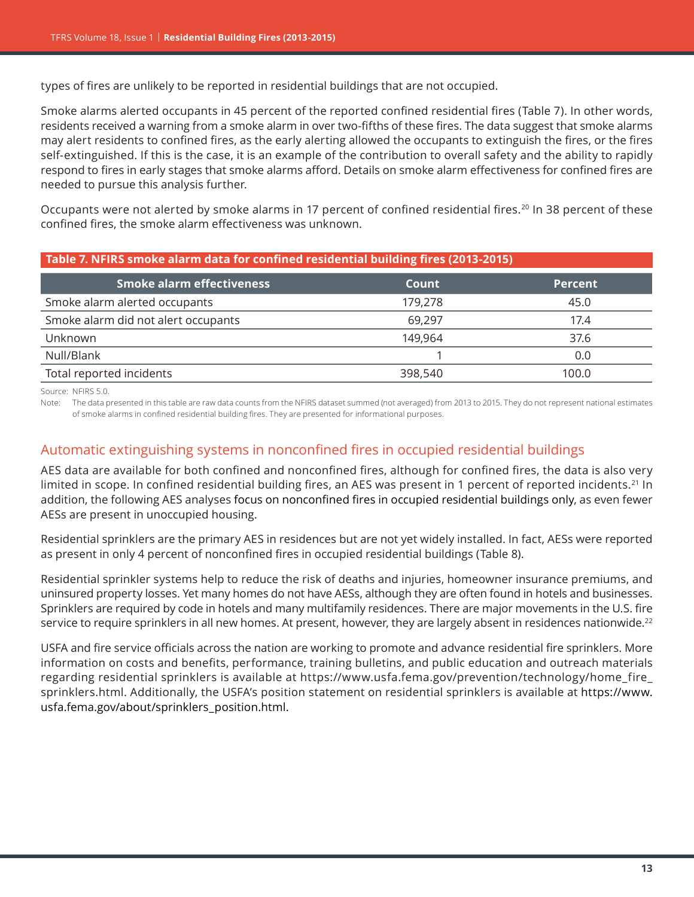types of fires are unlikely to be reported in residential buildings that are not occupied.

Smoke alarms alerted occupants in 45 percent of the reported confined residential fires (Table 7). In other words, residents received a warning from a smoke alarm in over two-fifths of these fires. The data suggest that smoke alarms may alert residents to confined fires, as the early alerting allowed the occupants to extinguish the fires, or the fires self-extinguished. If this is the case, it is an example of the contribution to overall safety and the ability to rapidly respond to fires in early stages that smoke alarms afford. Details on smoke alarm effectiveness for confined fires are needed to pursue this analysis further.

Occupants were not alerted by smoke alarms in 17 percent of confined residential fires.[20] In 38 percent of these confined fires, the smoke alarm effectiveness was unknown.

**Table 7. NFIRS smoke alarm data for confined residential building fires (2013-2015)**

| Smoke alarm effectiveness | Count | Percent |
|---|---|---|
| Smoke alarm alerted occupants | 179,278 | 45.0 |
| Smoke alarm did not alert occupants | 69,297 | 17.4 |
| Unknown | 149,964 | 37.6 |
| Null/Blank | 1 | 0.0 |
| Total reported incidents | 398,540 | 100.0 |

Source: NFIRS 5.0.

Note: The data presented in this table are raw data counts from the NFIRS dataset summed (not averaged) from 2013 to 2015. They do not represent national estimates of smoke alarms in confined residential building fires. They are presented for informational purposes.

## Automatic extinguishing systems in nonconfined fires in occupied residential buildings

AES data are available for both confined and nonconfined fires, although for confined fires, the data is also very limited in scope. In confined residential building fires, an AES was present in 1 percent of reported incidents.[21] In addition, the following AES analyses focus on nonconfined fires in occupied residential buildings only, as even fewer AESs are present in unoccupied housing.

Residential sprinklers are the primary AES in residences but are not yet widely installed. In fact, AESs were reported as present in only 4 percent of nonconfined fires in occupied residential buildings (Table 8).

Residential sprinkler systems help to reduce the risk of deaths and injuries, homeowner insurance premiums, and uninsured property losses. Yet many homes do not have AESs, although they are often found in hotels and businesses. Sprinklers are required by code in hotels and many multifamily residences. There are major movements in the U.S. fire service to require sprinklers in all new homes. At present, however, they are largely absent in residences nationwide.[22]

USFA and fire service officials across the nation are working to promote and advance residential fire sprinklers. More information on costs and benefits, performance, training bulletins, and public education and outreach materials regarding residential sprinklers is available at https://www.usfa.fema.gov/prevention/technology/home_fire_sprinklers.html. Additionally, the USFA's position statement on residential sprinklers is available at https://www.usfa.fema.gov/about/sprinklers_position.html.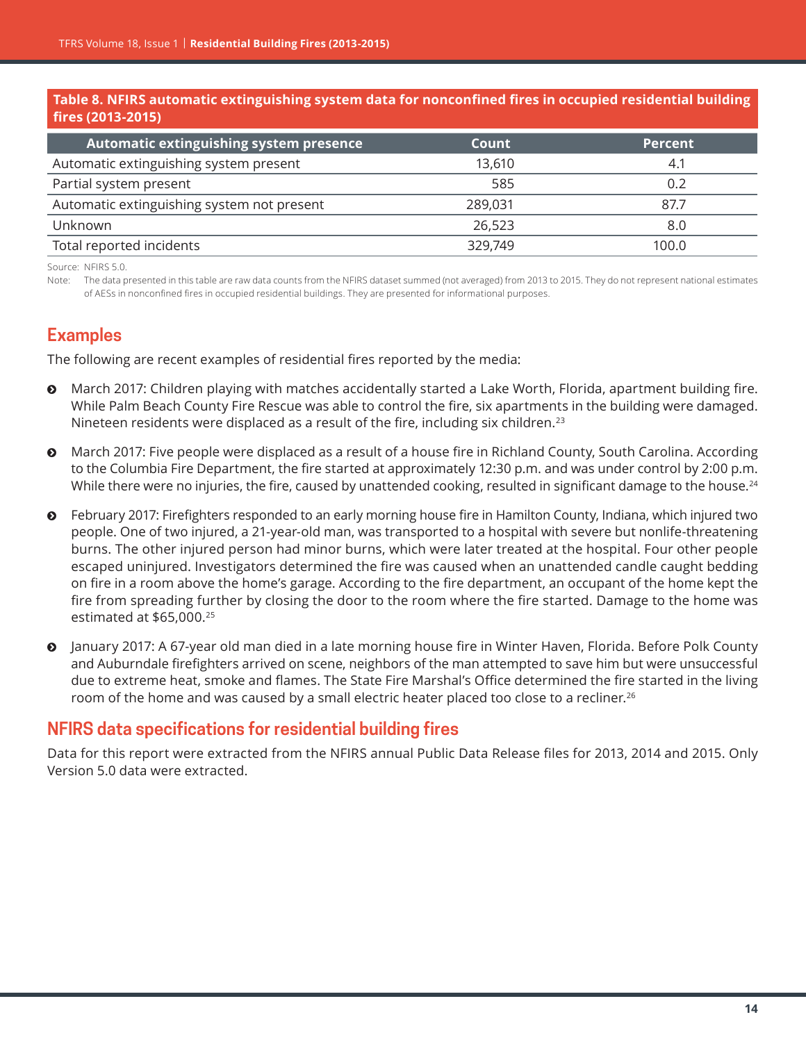**Table 8. NFIRS automatic extinguishing system data for nonconfined fires in occupied residential building fires (2013-2015)**

| Automatic extinguishing system presence | Count | Percent |
|---|---|---|
| Automatic extinguishing system present | 13,610 | 4.1 |
| Partial system present | 585 | 0.2 |
| Automatic extinguishing system not present | 289,031 | 87.7 |
| Unknown | 26,523 | 8.0 |
| Total reported incidents | 329,749 | 100.0 |

Source: NFIRS 5.0.

Note: The data presented in this table are raw data counts from the NFIRS dataset summed (not averaged) from 2013 to 2015. They do not represent national estimates of AESs in nonconfined fires in occupied residential buildings. They are presented for informational purposes.

## Examples

The following are recent examples of residential fires reported by the media:

- March 2017: Children playing with matches accidentally started a Lake Worth, Florida, apartment building fire. While Palm Beach County Fire Rescue was able to control the fire, six apartments in the building were damaged. Nineteen residents were displaced as a result of the fire, including six children.[23]
- March 2017: Five people were displaced as a result of a house fire in Richland County, South Carolina. According to the Columbia Fire Department, the fire started at approximately 12:30 p.m. and was under control by 2:00 p.m. While there were no injuries, the fire, caused by unattended cooking, resulted in significant damage to the house.[24]
- February 2017: Firefighters responded to an early morning house fire in Hamilton County, Indiana, which injured two people. One of two injured, a 21-year-old man, was transported to a hospital with severe but nonlife-threatening burns. The other injured person had minor burns, which were later treated at the hospital. Four other people escaped uninjured. Investigators determined the fire was caused when an unattended candle caught bedding on fire in a room above the home's garage. According to the fire department, an occupant of the home kept the fire from spreading further by closing the door to the room where the fire started. Damage to the home was estimated at $65,000.[25]
- January 2017: A 67-year old man died in a late morning house fire in Winter Haven, Florida. Before Polk County and Auburndale firefighters arrived on scene, neighbors of the man attempted to save him but were unsuccessful due to extreme heat, smoke and flames. The State Fire Marshal's Office determined the fire started in the living room of the home and was caused by a small electric heater placed too close to a recliner.[26]

## NFIRS data specifications for residential building fires

Data for this report were extracted from the NFIRS annual Public Data Release files for 2013, 2014 and 2015. Only Version 5.0 data were extracted.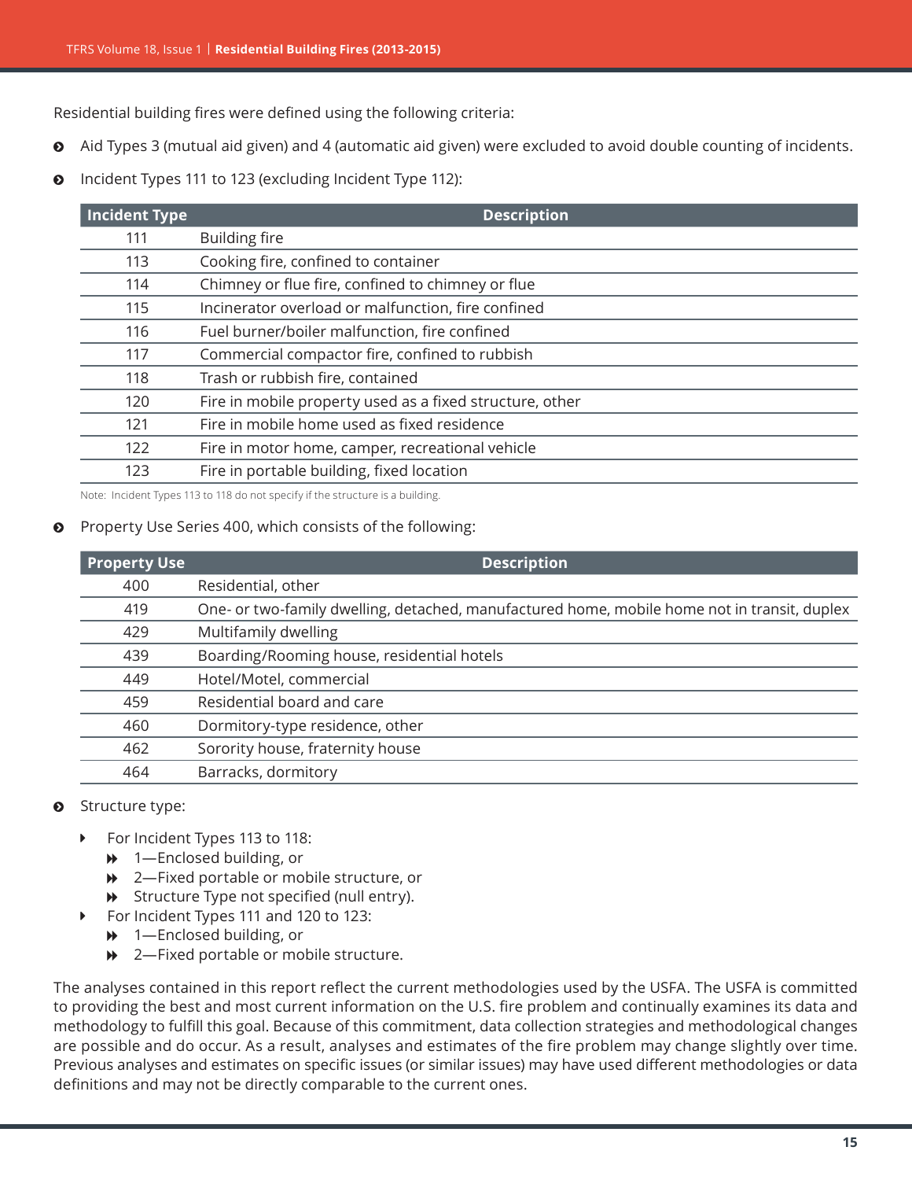Residential building fires were defined using the following criteria:

- Aid Types 3 (mutual aid given) and 4 (automatic aid given) were excluded to avoid double counting of incidents.
- Incident Types 111 to 123 (excluding Incident Type 112):

| Incident Type | Description |
|---|---|
| 111 | Building fire |
| 113 | Cooking fire, confined to container |
| 114 | Chimney or flue fire, confined to chimney or flue |
| 115 | Incinerator overload or malfunction, fire confined |
| 116 | Fuel burner/boiler malfunction, fire confined |
| 117 | Commercial compactor fire, confined to rubbish |
| 118 | Trash or rubbish fire, contained |
| 120 | Fire in mobile property used as a fixed structure, other |
| 121 | Fire in mobile home used as fixed residence |
| 122 | Fire in motor home, camper, recreational vehicle |
| 123 | Fire in portable building, fixed location |

Note: Incident Types 113 to 118 do not specify if the structure is a building.

- Property Use Series 400, which consists of the following:

| Property Use | Description |
|---|---|
| 400 | Residential, other |
| 419 | One- or two-family dwelling, detached, manufactured home, mobile home not in transit, duplex |
| 429 | Multifamily dwelling |
| 439 | Boarding/Rooming house, residential hotels |
| 449 | Hotel/Motel, commercial |
| 459 | Residential board and care |
| 460 | Dormitory-type residence, other |
| 462 | Sorority house, fraternity house |
| 464 | Barracks, dormitory |

- Structure type:
  - For Incident Types 113 to 118:
    - 1—Enclosed building, or
    - 2—Fixed portable or mobile structure, or
    - Structure Type not specified (null entry).
  - For Incident Types 111 and 120 to 123:
    - 1—Enclosed building, or
    - 2—Fixed portable or mobile structure.

The analyses contained in this report reflect the current methodologies used by the USFA. The USFA is committed to providing the best and most current information on the U.S. fire problem and continually examines its data and methodology to fulfill this goal. Because of this commitment, data collection strategies and methodological changes are possible and do occur. As a result, analyses and estimates of the fire problem may change slightly over time. Previous analyses and estimates on specific issues (or similar issues) may have used different methodologies or data definitions and may not be directly comparable to the current ones.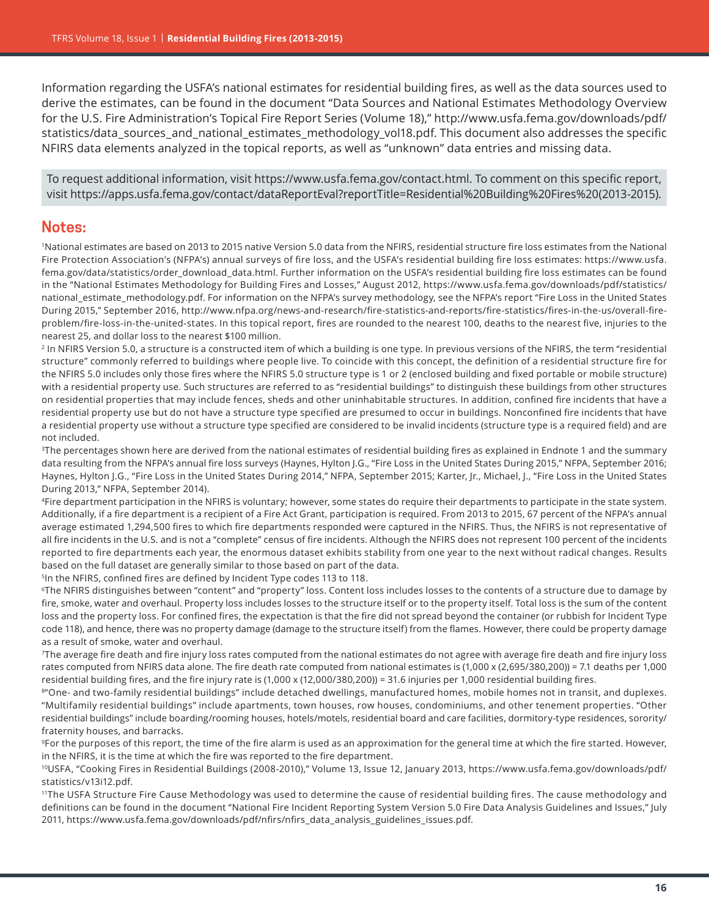Information regarding the USFA's national estimates for residential building fires, as well as the data sources used to derive the estimates, can be found in the document "Data Sources and National Estimates Methodology Overview for the U.S. Fire Administration's Topical Fire Report Series (Volume 18)," http://www.usfa.fema.gov/downloads/pdf/statistics/data_sources_and_national_estimates_methodology_vol18.pdf. This document also addresses the specific NFIRS data elements analyzed in the topical reports, as well as "unknown" data entries and missing data.

To request additional information, visit https://www.usfa.fema.gov/contact.html. To comment on this specific report, visit https://apps.usfa.fema.gov/contact/dataReportEval?reportTitle=Residential%20Building%20Fires%20(2013-2015).

## Notes:

[1]National estimates are based on 2013 to 2015 native Version 5.0 data from the NFIRS, residential structure fire loss estimates from the National Fire Protection Association's (NFPA's) annual surveys of fire loss, and the USFA's residential building fire loss estimates: https://www.usfa.fema.gov/data/statistics/order_download_data.html. Further information on the USFA's residential building fire loss estimates can be found in the "National Estimates Methodology for Building Fires and Losses," August 2012, https://www.usfa.fema.gov/downloads/pdf/statistics/national_estimate_methodology.pdf. For information on the NFPA's survey methodology, see the NFPA's report "Fire Loss in the United States During 2015," September 2016, http://www.nfpa.org/news-and-research/fire-statistics-and-reports/fire-statistics/fires-in-the-us/overall-fire-problem/fire-loss-in-the-united-states. In this topical report, fires are rounded to the nearest 100, deaths to the nearest five, injuries to the nearest 25, and dollar loss to the nearest $100 million.

[2] In NFIRS Version 5.0, a structure is a constructed item of which a building is one type. In previous versions of the NFIRS, the term "residential structure" commonly referred to buildings where people live. To coincide with this concept, the definition of a residential structure fire for the NFIRS 5.0 includes only those fires where the NFIRS 5.0 structure type is 1 or 2 (enclosed building and fixed portable or mobile structure) with a residential property use. Such structures are referred to as "residential buildings" to distinguish these buildings from other structures on residential properties that may include fences, sheds and other uninhabitable structures. In addition, confined fire incidents that have a residential property use but do not have a structure type specified are presumed to occur in buildings. Nonconfined fire incidents that have a residential property use without a structure type specified are considered to be invalid incidents (structure type is a required field) and are not included.

[3]The percentages shown here are derived from the national estimates of residential building fires as explained in Endnote 1 and the summary data resulting from the NFPA's annual fire loss surveys (Haynes, Hylton J.G., "Fire Loss in the United States During 2015," NFPA, September 2016; Haynes, Hylton J.G., "Fire Loss in the United States During 2014," NFPA, September 2015; Karter, Jr., Michael, J., "Fire Loss in the United States During 2013," NFPA, September 2014).

[4]Fire department participation in the NFIRS is voluntary; however, some states do require their departments to participate in the state system. Additionally, if a fire department is a recipient of a Fire Act Grant, participation is required. From 2013 to 2015, 67 percent of the NFPA's annual average estimated 1,294,500 fires to which fire departments responded were captured in the NFIRS. Thus, the NFIRS is not representative of all fire incidents in the U.S. and is not a "complete" census of fire incidents. Although the NFIRS does not represent 100 percent of the incidents reported to fire departments each year, the enormous dataset exhibits stability from one year to the next without radical changes. Results based on the full dataset are generally similar to those based on part of the data.

[5]In the NFIRS, confined fires are defined by Incident Type codes 113 to 118.

[6]The NFIRS distinguishes between "content" and "property" loss. Content loss includes losses to the contents of a structure due to damage by fire, smoke, water and overhaul. Property loss includes losses to the structure itself or to the property itself. Total loss is the sum of the content loss and the property loss. For confined fires, the expectation is that the fire did not spread beyond the container (or rubbish for Incident Type code 118), and hence, there was no property damage (damage to the structure itself) from the flames. However, there could be property damage as a result of smoke, water and overhaul.

[7]The average fire death and fire injury loss rates computed from the national estimates do not agree with average fire death and fire injury loss rates computed from NFIRS data alone. The fire death rate computed from national estimates is (1,000 x (2,695/380,200)) = 7.1 deaths per 1,000 residential building fires, and the fire injury rate is (1,000 x (12,000/380,200)) = 31.6 injuries per 1,000 residential building fires.

[8]"One- and two-family residential buildings" include detached dwellings, manufactured homes, mobile homes not in transit, and duplexes. "Multifamily residential buildings" include apartments, town houses, row houses, condominiums, and other tenement properties. "Other residential buildings" include boarding/rooming houses, hotels/motels, residential board and care facilities, dormitory-type residences, sorority/fraternity houses, and barracks.

[9]For the purposes of this report, the time of the fire alarm is used as an approximation for the general time at which the fire started. However, in the NFIRS, it is the time at which the fire was reported to the fire department.

[10]USFA, "Cooking Fires in Residential Buildings (2008-2010)," Volume 13, Issue 12, January 2013, https://www.usfa.fema.gov/downloads/pdf/statistics/v13i12.pdf.

[11]The USFA Structure Fire Cause Methodology was used to determine the cause of residential building fires. The cause methodology and definitions can be found in the document "National Fire Incident Reporting System Version 5.0 Fire Data Analysis Guidelines and Issues," July 2011, https://www.usfa.fema.gov/downloads/pdf/nfirs/nfirs_data_analysis_guidelines_issues.pdf.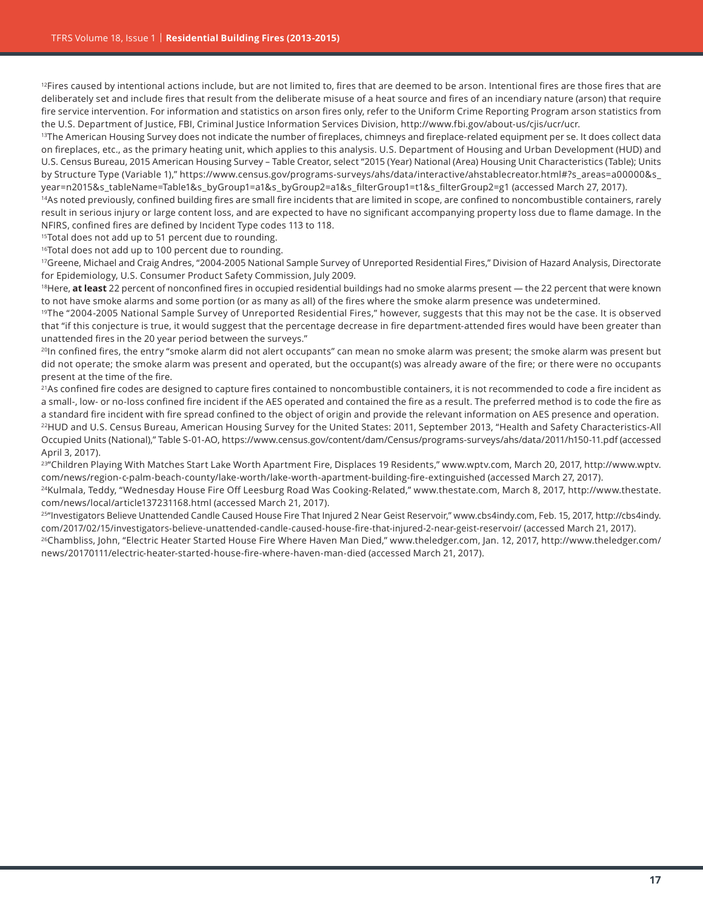[12]Fires caused by intentional actions include, but are not limited to, fires that are deemed to be arson. Intentional fires are those fires that are deliberately set and include fires that result from the deliberate misuse of a heat source and fires of an incendiary nature (arson) that require fire service intervention. For information and statistics on arson fires only, refer to the Uniform Crime Reporting Program arson statistics from the U.S. Department of Justice, FBI, Criminal Justice Information Services Division, http://www.fbi.gov/about-us/cjis/ucr/ucr.

[13]The American Housing Survey does not indicate the number of fireplaces, chimneys and fireplace-related equipment per se. It does collect data on fireplaces, etc., as the primary heating unit, which applies to this analysis. U.S. Department of Housing and Urban Development (HUD) and U.S. Census Bureau, 2015 American Housing Survey – Table Creator, select "2015 (Year) National (Area) Housing Unit Characteristics (Table); Units by Structure Type (Variable 1)," https://www.census.gov/programs-surveys/ahs/data/interactive/ahstablecreator.html#?s_areas=a00000&s_year=n2015&s_tableName=Table1&s_byGroup1=a1&s_byGroup2=a1&s_filterGroup1=t1&s_filterGroup2=g1 (accessed March 27, 2017).

[14]As noted previously, confined building fires are small fire incidents that are limited in scope, are confined to noncombustible containers, rarely result in serious injury or large content loss, and are expected to have no significant accompanying property loss due to flame damage. In the NFIRS, confined fires are defined by Incident Type codes 113 to 118.

[15]Total does not add up to 51 percent due to rounding.

[16]Total does not add up to 100 percent due to rounding.

[17]Greene, Michael and Craig Andres, "2004-2005 National Sample Survey of Unreported Residential Fires," Division of Hazard Analysis, Directorate for Epidemiology, U.S. Consumer Product Safety Commission, July 2009.

[18]Here, **at least** 22 percent of nonconfined fires in occupied residential buildings had no smoke alarms present — the 22 percent that were known to not have smoke alarms and some portion (or as many as all) of the fires where the smoke alarm presence was undetermined.

[19]The "2004-2005 National Sample Survey of Unreported Residential Fires," however, suggests that this may not be the case. It is observed that "if this conjecture is true, it would suggest that the percentage decrease in fire department-attended fires would have been greater than unattended fires in the 20 year period between the surveys."

[20]In confined fires, the entry "smoke alarm did not alert occupants" can mean no smoke alarm was present; the smoke alarm was present but did not operate; the smoke alarm was present and operated, but the occupant(s) was already aware of the fire; or there were no occupants present at the time of the fire.

[21]As confined fire codes are designed to capture fires contained to noncombustible containers, it is not recommended to code a fire incident as a small-, low- or no-loss confined fire incident if the AES operated and contained the fire as a result. The preferred method is to code the fire as a standard fire incident with fire spread confined to the object of origin and provide the relevant information on AES presence and operation.

[22]HUD and U.S. Census Bureau, American Housing Survey for the United States: 2011, September 2013, "Health and Safety Characteristics-All Occupied Units (National)," Table S-01-AO, https://www.census.gov/content/dam/Census/programs-surveys/ahs/data/2011/h150-11.pdf (accessed April 3, 2017).

[23]"Children Playing With Matches Start Lake Worth Apartment Fire, Displaces 19 Residents," www.wptv.com, March 20, 2017, http://www.wptv.com/news/region-c-palm-beach-county/lake-worth/lake-worth-apartment-building-fire-extinguished (accessed March 27, 2017).

[24]Kulmala, Teddy, "Wednesday House Fire Off Leesburg Road Was Cooking-Related," www.thestate.com, March 8, 2017, http://www.thestate.com/news/local/article137231168.html (accessed March 21, 2017).

[25]"Investigators Believe Unattended Candle Caused House Fire That Injured 2 Near Geist Reservoir," www.cbs4indy.com, Feb. 15, 2017, http://cbs4indy.com/2017/02/15/investigators-believe-unattended-candle-caused-house-fire-that-injured-2-near-geist-reservoir/ (accessed March 21, 2017).

[26]Chambliss, John, "Electric Heater Started House Fire Where Haven Man Died," www.theledger.com, Jan. 12, 2017, http://www.theledger.com/news/20170111/electric-heater-started-house-fire-where-haven-man-died (accessed March 21, 2017).